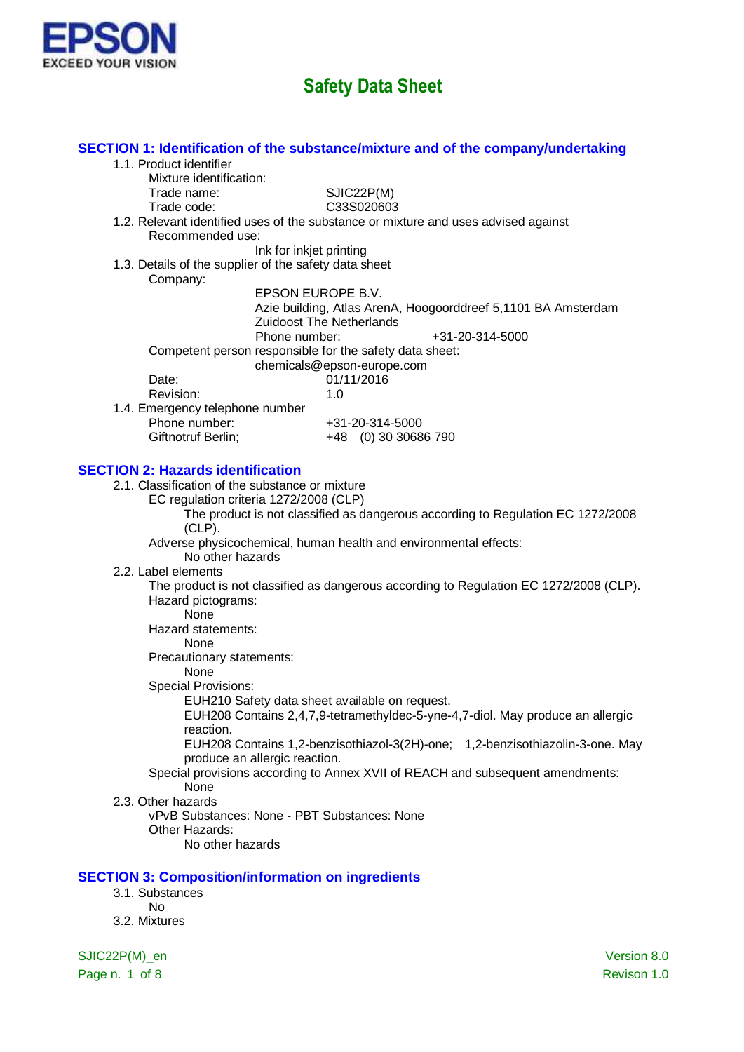EPSON
EXCEED YOUR VISION

# Safety Data Sheet

## SECTION 1: Identification of the substance/mixture and of the company/undertaking

1.1. Product identifier

Mixture identification:

Trade name: SJIC22P(M)

Trade code: C33S020603

1.2. Relevant identified uses of the substance or mixture and uses advised against

Recommended use:

Ink for inkjet printing

1.3. Details of the supplier of the safety data sheet

Company:

EPSON EUROPE B.V.
Azie building, Atlas ArenA, Hoogoorddreef 5,1101 BA Amsterdam Zuidoost The Netherlands
Phone number: +31-20-314-5000

Competent person responsible for the safety data sheet:

chemicals@epson-europe.com

Date: 01/11/2016

Revision: 1.0

1.4. Emergency telephone number

Phone number: +31-20-314-5000

Giftnotruf Berlin; +48 (0) 30 30686 790

## SECTION 2: Hazards identification

2.1. Classification of the substance or mixture

EC regulation criteria 1272/2008 (CLP)

The product is not classified as dangerous according to Regulation EC 1272/2008 (CLP).

Adverse physicochemical, human health and environmental effects:

No other hazards

2.2. Label elements

The product is not classified as dangerous according to Regulation EC 1272/2008 (CLP).

Hazard pictograms:

None

Hazard statements:

None

Precautionary statements:

None

Special Provisions:

EUH210 Safety data sheet available on request.

EUH208 Contains 2,4,7,9-tetramethyldec-5-yne-4,7-diol. May produce an allergic reaction.

EUH208 Contains 1,2-benzisothiazol-3(2H)-one; 1,2-benzisothiazolin-3-one. May produce an allergic reaction.

Special provisions according to Annex XVII of REACH and subsequent amendments:

None

2.3. Other hazards

vPvB Substances: None - PBT Substances: None

Other Hazards:

No other hazards

## SECTION 3: Composition/information on ingredients

3.1. Substances

No

3.2. Mixtures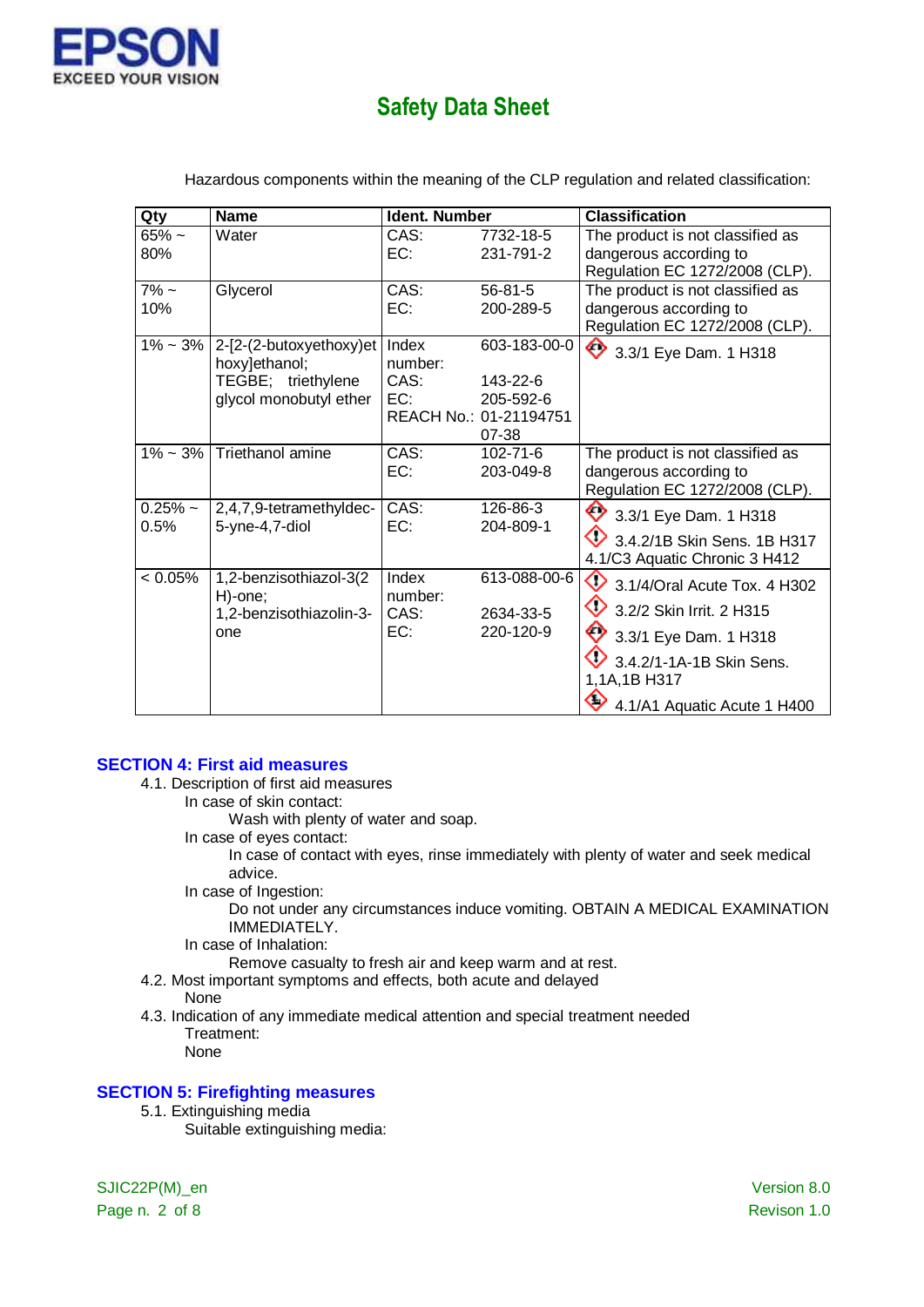Hazardous components within the meaning of the CLP regulation and related classification:

| Qty | Name | Ident. Number | | Classification |
|---|---|---|---|---|
| 65% ~ 80% | Water | CAS:<br>EC: | 7732-18-5<br>231-791-2 | The product is not classified as dangerous according to Regulation EC 1272/2008 (CLP). |
| 7% ~ 10% | Glycerol | CAS:<br>EC: | 56-81-5<br>200-289-5 | The product is not classified as dangerous according to Regulation EC 1272/2008 (CLP). |
| 1% ~ 3% | 2-[2-(2-butoxyethoxy)ethoxy]ethanol; TEGBE; triethylene glycol monobutyl ether | Index number:<br>CAS:<br>EC:<br>REACH No.: | 603-183-00-0<br>143-22-6<br>205-592-6<br>01-2119475107-38 | 3.3/1 Eye Dam. 1 H318 |
| 1% ~ 3% | Triethanol amine | CAS:<br>EC: | 102-71-6<br>203-049-8 | The product is not classified as dangerous according to Regulation EC 1272/2008 (CLP). |
| 0.25% ~ 0.5% | 2,4,7,9-tetramethyldec-5-yne-4,7-diol | CAS:<br>EC: | 126-86-3<br>204-809-1 | 3.3/1 Eye Dam. 1 H318<br>3.4.2/1B Skin Sens. 1B H317<br>4.1/C3 Aquatic Chronic 3 H412 |
| < 0.05% | 1,2-benzisothiazol-3(2H)-one; 1,2-benzisothiazolin-3-one | Index number:<br>CAS:<br>EC: | 613-088-00-6<br>2634-33-5<br>220-120-9 | 3.1/4/Oral Acute Tox. 4 H302<br>3.2/2 Skin Irrit. 2 H315<br>3.3/1 Eye Dam. 1 H318<br>3.4.2/1-1A-1B Skin Sens. 1,1A,1B H317<br>4.1/A1 Aquatic Acute 1 H400 |

## SECTION 4: First aid measures

4.1. Description of first aid measures

In case of skin contact:

Wash with plenty of water and soap.

In case of eyes contact:

In case of contact with eyes, rinse immediately with plenty of water and seek medical advice.

In case of Ingestion:

Do not under any circumstances induce vomiting. OBTAIN A MEDICAL EXAMINATION IMMEDIATELY.

In case of Inhalation:

Remove casualty to fresh air and keep warm and at rest.

4.2. Most important symptoms and effects, both acute and delayed

None

4.3. Indication of any immediate medical attention and special treatment needed

Treatment:

None

## SECTION 5: Firefighting measures

5.1. Extinguishing media

Suitable extinguishing media: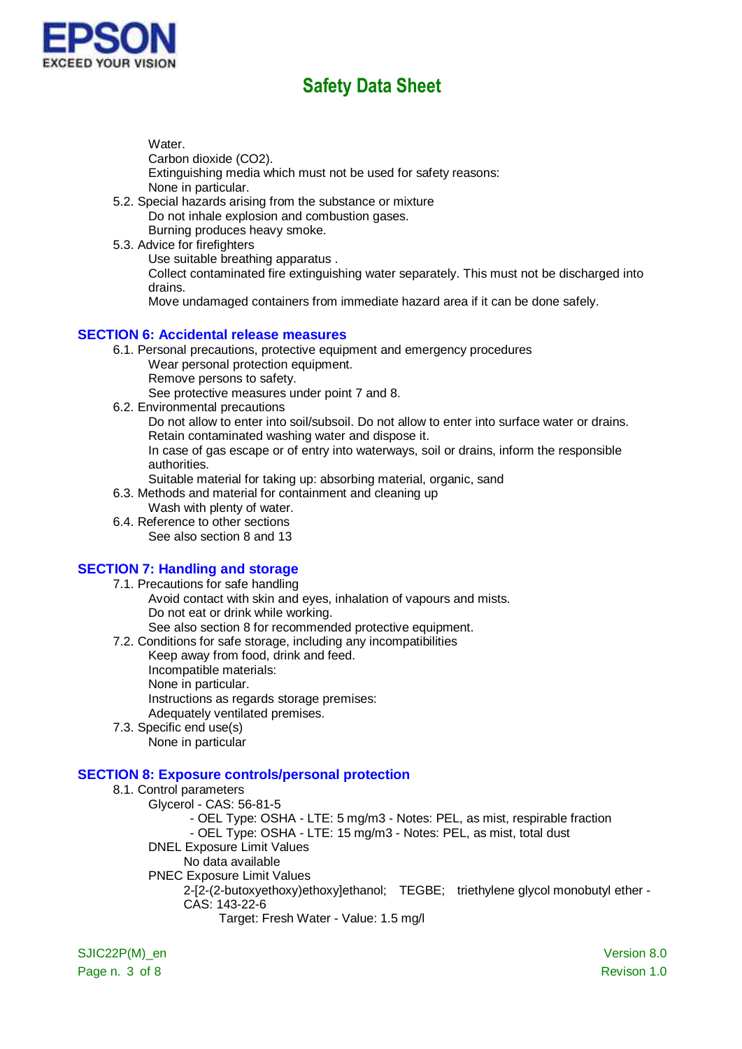Water.
Carbon dioxide ($CO_2$).
Extinguishing media which must not be used for safety reasons:
None in particular.

5.2. Special hazards arising from the substance or mixture
Do not inhale explosion and combustion gases.
Burning produces heavy smoke.

5.3. Advice for firefighters
Use suitable breathing apparatus .
Collect contaminated fire extinguishing water separately. This must not be discharged into drains.
Move undamaged containers from immediate hazard area if it can be done safely.

## SECTION 6: Accidental release measures

6.1. Personal precautions, protective equipment and emergency procedures
Wear personal protection equipment.
Remove persons to safety.
See protective measures under point 7 and 8.

6.2. Environmental precautions
Do not allow to enter into soil/subsoil. Do not allow to enter into surface water or drains.
Retain contaminated washing water and dispose it.
In case of gas escape or of entry into waterways, soil or drains, inform the responsible authorities.
Suitable material for taking up: absorbing material, organic, sand

6.3. Methods and material for containment and cleaning up
Wash with plenty of water.

6.4. Reference to other sections
See also section 8 and 13

## SECTION 7: Handling and storage

7.1. Precautions for safe handling
Avoid contact with skin and eyes, inhalation of vapours and mists.
Do not eat or drink while working.
See also section 8 for recommended protective equipment.

7.2. Conditions for safe storage, including any incompatibilities
Keep away from food, drink and feed.
Incompatible materials:
None in particular.
Instructions as regards storage premises:
Adequately ventilated premises.

7.3. Specific end use(s)
None in particular

## SECTION 8: Exposure controls/personal protection

8.1. Control parameters
Glycerol - CAS: 56-81-5
- OEL Type: OSHA - LTE: 5 mg/m3 - Notes: PEL, as mist, respirable fraction
- OEL Type: OSHA - LTE: 15 mg/m3 - Notes: PEL, as mist, total dust

DNEL Exposure Limit Values
No data available

PNEC Exposure Limit Values
2-[2-(2-butoxyethoxy)ethoxy]ethanol; TEGBE; triethylene glycol monobutyl ether - CAS: 143-22-6
Target: Fresh Water - Value: 1.5 mg/l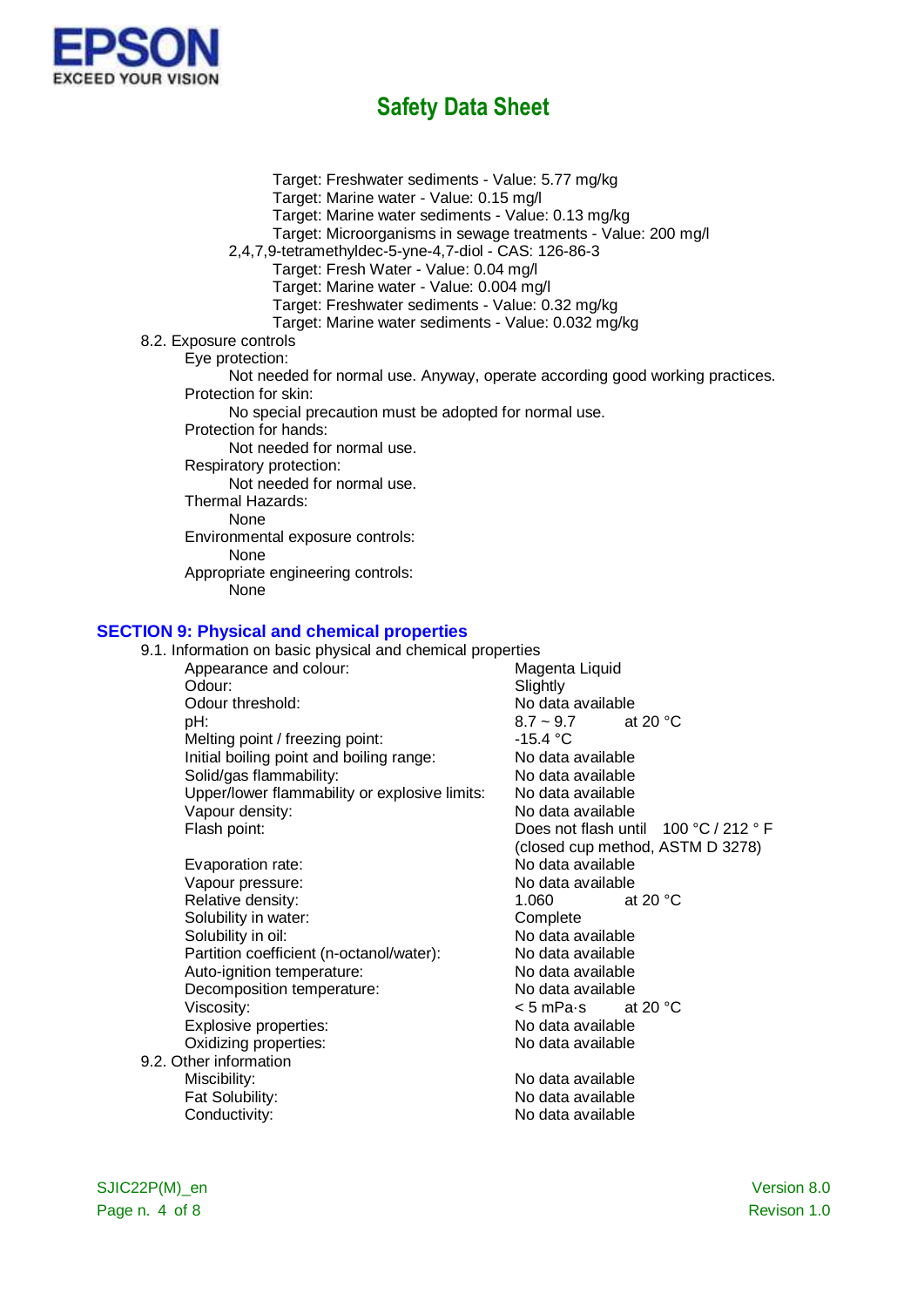Target: Freshwater sediments - Value: 5.77 mg/kg
Target: Marine water - Value: 0.15 mg/l
Target: Marine water sediments - Value: 0.13 mg/kg
Target: Microorganisms in sewage treatments - Value: 200 mg/l

2,4,7,9-tetramethyldec-5-yne-4,7-diol - CAS: 126-86-3

Target: Fresh Water - Value: 0.04 mg/l
Target: Marine water - Value: 0.004 mg/l
Target: Freshwater sediments - Value: 0.32 mg/kg
Target: Marine water sediments - Value: 0.032 mg/kg

8.2. Exposure controls

Eye protection:
Not needed for normal use. Anyway, operate according good working practices.

Protection for skin:
No special precaution must be adopted for normal use.

Protection for hands:
Not needed for normal use.

Respiratory protection:
Not needed for normal use.

Thermal Hazards:
None

Environmental exposure controls:
None

Appropriate engineering controls:
None

## SECTION 9: Physical and chemical properties

9.1. Information on basic physical and chemical properties

| Property | Value |
|---|---|
| Appearance and colour: | Magenta Liquid |
| Odour: | Slightly |
| Odour threshold: | No data available |
| pH: | 8.7 ~ 9.7 at 20 °C |
| Melting point / freezing point: | -15.4 °C |
| Initial boiling point and boiling range: | No data available |
| Solid/gas flammability: | No data available |
| Upper/lower flammability or explosive limits: | No data available |
| Vapour density: | No data available |
| Flash point: | Does not flash until 100 °C / 212 ° F (closed cup method, ASTM D 3278) |
| Evaporation rate: | No data available |
| Vapour pressure: | No data available |
| Relative density: | 1.060 at 20 °C |
| Solubility in water: | Complete |
| Solubility in oil: | No data available |
| Partition coefficient (n-octanol/water): | No data available |
| Auto-ignition temperature: | No data available |
| Decomposition temperature: | No data available |
| Viscosity: | < 5 mPa·s at 20 °C |
| Explosive properties: | No data available |
| Oxidizing properties: | No data available |

9.2. Other information

| Property | Value |
|---|---|
| Miscibility: | No data available |
| Fat Solubility: | No data available |
| Conductivity: | No data available |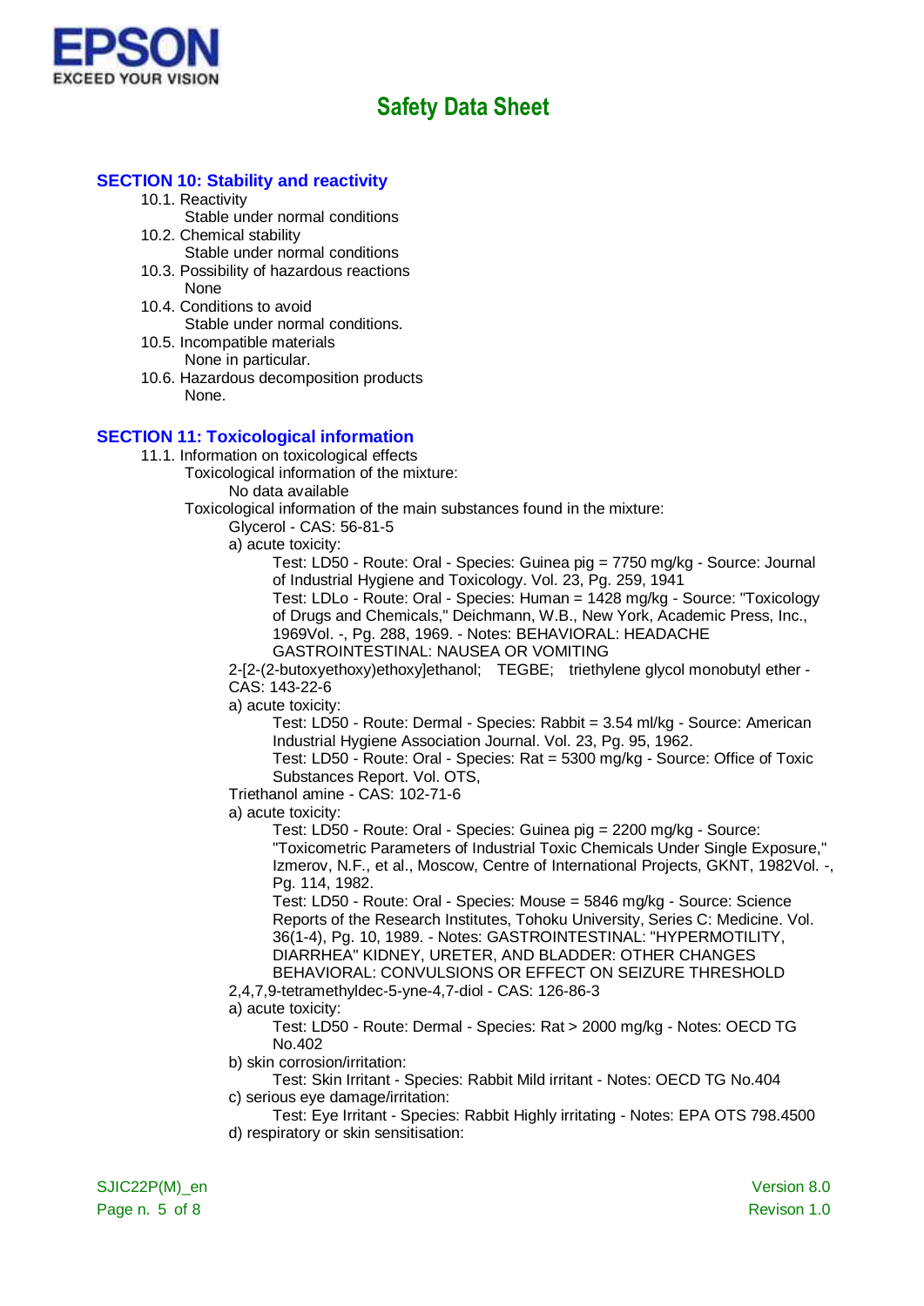## SECTION 10: Stability and reactivity

10.1. Reactivity
Stable under normal conditions

10.2. Chemical stability
Stable under normal conditions

10.3. Possibility of hazardous reactions
None

10.4. Conditions to avoid
Stable under normal conditions.

10.5. Incompatible materials
None in particular.

10.6. Hazardous decomposition products
None.

## SECTION 11: Toxicological information

11.1. Information on toxicological effects

Toxicological information of the mixture:

No data available

Toxicological information of the main substances found in the mixture:

Glycerol - CAS: 56-81-5

a) acute toxicity:

Test: LD50 - Route: Oral - Species: Guinea pig = 7750 mg/kg - Source: Journal of Industrial Hygiene and Toxicology. Vol. 23, Pg. 259, 1941

Test: LDLo - Route: Oral - Species: Human = 1428 mg/kg - Source: "Toxicology of Drugs and Chemicals," Deichmann, W.B., New York, Academic Press, Inc., 1969Vol. -, Pg. 288, 1969. - Notes: BEHAVIORAL: HEADACHE GASTROINTESTINAL: NAUSEA OR VOMITING

2-[2-(2-butoxyethoxy)ethoxy]ethanol; TEGBE; triethylene glycol monobutyl ether - CAS: 143-22-6

a) acute toxicity:

Test: LD50 - Route: Dermal - Species: Rabbit = 3.54 ml/kg - Source: American Industrial Hygiene Association Journal. Vol. 23, Pg. 95, 1962.

Test: LD50 - Route: Oral - Species: Rat = 5300 mg/kg - Source: Office of Toxic Substances Report. Vol. OTS,

Triethanol amine - CAS: 102-71-6

a) acute toxicity:

Test: LD50 - Route: Oral - Species: Guinea pig = 2200 mg/kg - Source: "Toxicometric Parameters of Industrial Toxic Chemicals Under Single Exposure," Izmerov, N.F., et al., Moscow, Centre of International Projects, GKNT, 1982Vol. -, Pg. 114, 1982.

Test: LD50 - Route: Oral - Species: Mouse = 5846 mg/kg - Source: Science Reports of the Research Institutes, Tohoku University, Series C: Medicine. Vol. 36(1-4), Pg. 10, 1989. - Notes: GASTROINTESTINAL: "HYPERMOTILITY, DIARRHEA" KIDNEY, URETER, AND BLADDER: OTHER CHANGES BEHAVIORAL: CONVULSIONS OR EFFECT ON SEIZURE THRESHOLD

2,4,7,9-tetramethyldec-5-yne-4,7-diol - CAS: 126-86-3

a) acute toxicity:

Test: LD50 - Route: Dermal - Species: Rat > 2000 mg/kg - Notes: OECD TG No.402

b) skin corrosion/irritation:

Test: Skin Irritant - Species: Rabbit Mild irritant - Notes: OECD TG No.404

c) serious eye damage/irritation:

Test: Eye Irritant - Species: Rabbit Highly irritating - Notes: EPA OTS 798.4500

d) respiratory or skin sensitisation: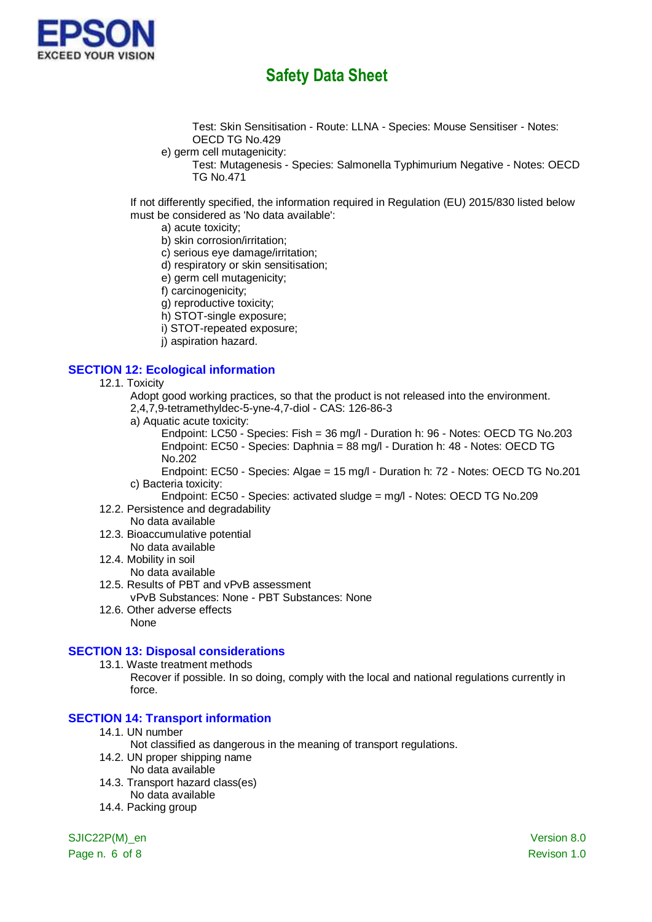Test: Skin Sensitisation - Route: LLNA - Species: Mouse Sensitiser - Notes: OECD TG No.429

e) germ cell mutagenicity:

Test: Mutagenesis - Species: Salmonella Typhimurium Negative - Notes: OECD TG No.471

If not differently specified, the information required in Regulation (EU) 2015/830 listed below must be considered as 'No data available':

a) acute toxicity;
b) skin corrosion/irritation;
c) serious eye damage/irritation;
d) respiratory or skin sensitisation;
e) germ cell mutagenicity;
f) carcinogenicity;
g) reproductive toxicity;
h) STOT-single exposure;
i) STOT-repeated exposure;
j) aspiration hazard.

## SECTION 12: Ecological information

12.1. Toxicity

Adopt good working practices, so that the product is not released into the environment.

2,4,7,9-tetramethyldec-5-yne-4,7-diol - CAS: 126-86-3

a) Aquatic acute toxicity:

Endpoint: LC50 - Species: Fish = 36 mg/l - Duration h: 96 - Notes: OECD TG No.203

Endpoint: EC50 - Species: Daphnia = 88 mg/l - Duration h: 48 - Notes: OECD TG No.202

Endpoint: EC50 - Species: Algae = 15 mg/l - Duration h: 72 - Notes: OECD TG No.201

c) Bacteria toxicity:

Endpoint: EC50 - Species: activated sludge = mg/l - Notes: OECD TG No.209

12.2. Persistence and degradability

No data available

12.3. Bioaccumulative potential

No data available

12.4. Mobility in soil

No data available

12.5. Results of PBT and vPvB assessment

vPvB Substances: None - PBT Substances: None

12.6. Other adverse effects

None

## SECTION 13: Disposal considerations

13.1. Waste treatment methods

Recover if possible. In so doing, comply with the local and national regulations currently in force.

## SECTION 14: Transport information

14.1. UN number

Not classified as dangerous in the meaning of transport regulations.

14.2. UN proper shipping name

No data available

14.3. Transport hazard class(es)

No data available

14.4. Packing group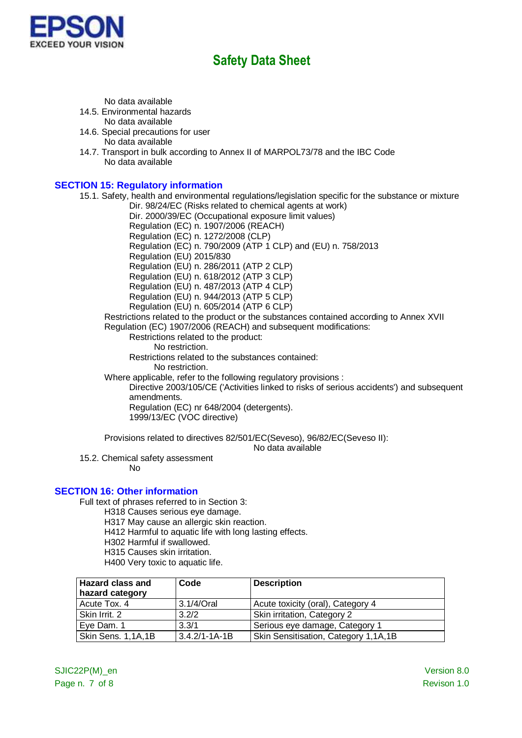No data available

14.5. Environmental hazards

No data available

14.6. Special precautions for user

No data available

14.7. Transport in bulk according to Annex II of MARPOL73/78 and the IBC Code

No data available

## SECTION 15: Regulatory information

15.1. Safety, health and environmental regulations/legislation specific for the substance or mixture

Dir. 98/24/EC (Risks related to chemical agents at work)
Dir. 2000/39/EC (Occupational exposure limit values)
Regulation (EC) n. 1907/2006 (REACH)
Regulation (EC) n. 1272/2008 (CLP)
Regulation (EC) n. 790/2009 (ATP 1 CLP) and (EU) n. 758/2013
Regulation (EU) 2015/830
Regulation (EU) n. 286/2011 (ATP 2 CLP)
Regulation (EU) n. 618/2012 (ATP 3 CLP)
Regulation (EU) n. 487/2013 (ATP 4 CLP)
Regulation (EU) n. 944/2013 (ATP 5 CLP)
Regulation (EU) n. 605/2014 (ATP 6 CLP)

Restrictions related to the product or the substances contained according to Annex XVII Regulation (EC) 1907/2006 (REACH) and subsequent modifications:

Restrictions related to the product:

No restriction.

Restrictions related to the substances contained:

No restriction.

Where applicable, refer to the following regulatory provisions :

Directive 2003/105/CE ('Activities linked to risks of serious accidents') and subsequent amendments.
Regulation (EC) nr 648/2004 (detergents).
1999/13/EC (VOC directive)

Provisions related to directives 82/501/EC(Seveso), 96/82/EC(Seveso II):

No data available

15.2. Chemical safety assessment

No

## SECTION 16: Other information

Full text of phrases referred to in Section 3:

H318 Causes serious eye damage.
H317 May cause an allergic skin reaction.
H412 Harmful to aquatic life with long lasting effects.
H302 Harmful if swallowed.
H315 Causes skin irritation.
H400 Very toxic to aquatic life.

| Hazard class and hazard category | Code | Description |
|---|---|---|
| Acute Tox. 4 | 3.1/4/Oral | Acute toxicity (oral), Category 4 |
| Skin Irrit. 2 | 3.2/2 | Skin irritation, Category 2 |
| Eye Dam. 1 | 3.3/1 | Serious eye damage, Category 1 |
| Skin Sens. 1,1A,1B | 3.4.2/1-1A-1B | Skin Sensitisation, Category 1,1A,1B |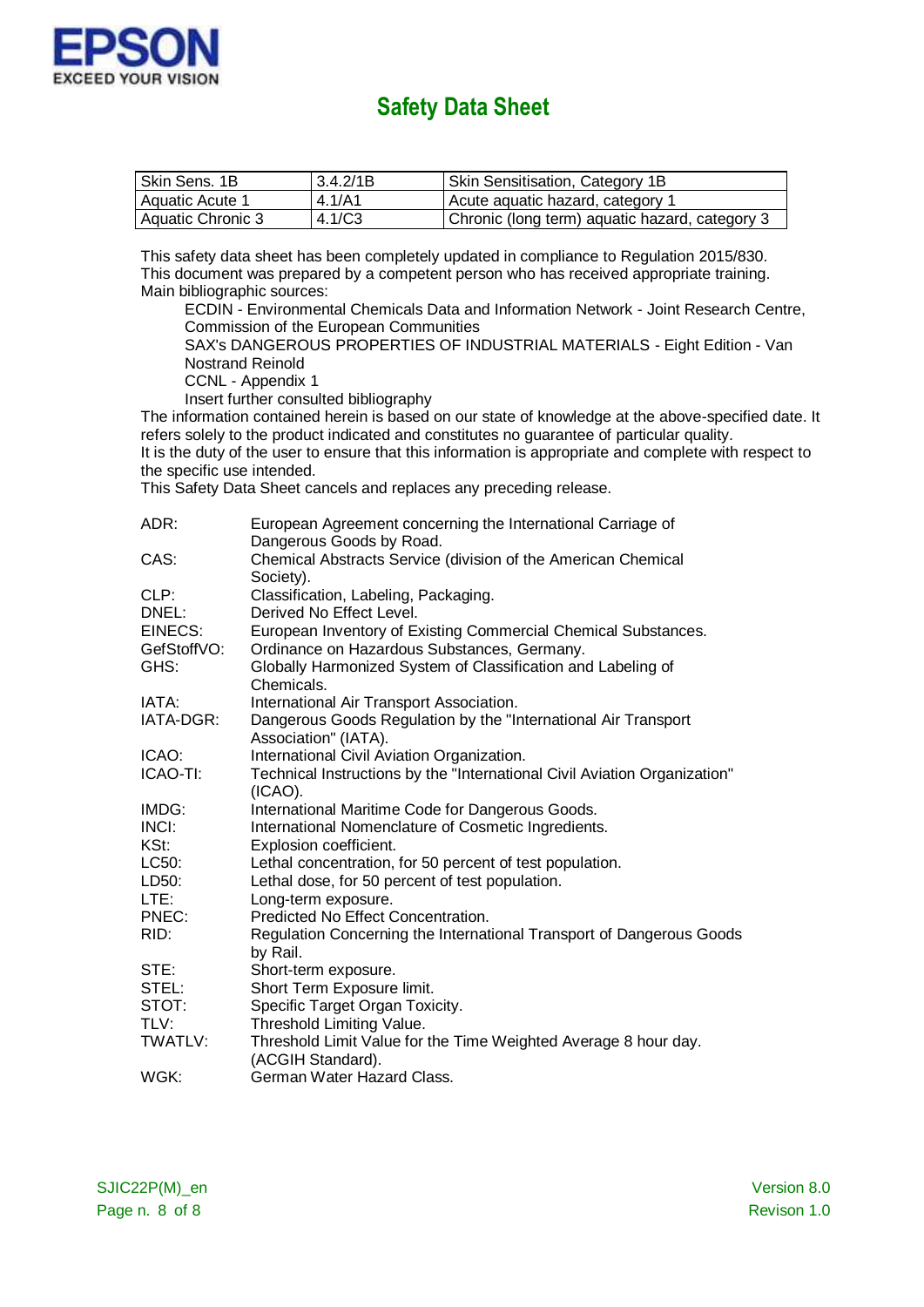# Safety Data Sheet

| | | |
|---|---|---|
| Skin Sens. 1B | 3.4.2/1B | Skin Sensitisation, Category 1B |
| Aquatic Acute 1 | 4.1/A1 | Acute aquatic hazard, category 1 |
| Aquatic Chronic 3 | 4.1/C3 | Chronic (long term) aquatic hazard, category 3 |

This safety data sheet has been completely updated in compliance to Regulation 2015/830.
This document was prepared by a competent person who has received appropriate training.
Main bibliographic sources:

ECDIN - Environmental Chemicals Data and Information Network - Joint Research Centre, Commission of the European Communities
SAX's DANGEROUS PROPERTIES OF INDUSTRIAL MATERIALS - Eight Edition - Van Nostrand Reinold
CCNL - Appendix 1
Insert further consulted bibliography

The information contained herein is based on our state of knowledge at the above-specified date. It refers solely to the product indicated and constitutes no guarantee of particular quality.
It is the duty of the user to ensure that this information is appropriate and complete with respect to the specific use intended.
This Safety Data Sheet cancels and replaces any preceding release.

| | |
|---|---|
| ADR: | European Agreement concerning the International Carriage of Dangerous Goods by Road. |
| CAS: | Chemical Abstracts Service (division of the American Chemical Society). |
| CLP: | Classification, Labeling, Packaging. |
| DNEL: | Derived No Effect Level. |
| EINECS: | European Inventory of Existing Commercial Chemical Substances. |
| GefStoffVO: | Ordinance on Hazardous Substances, Germany. |
| GHS: | Globally Harmonized System of Classification and Labeling of Chemicals. |
| IATA: | International Air Transport Association. |
| IATA-DGR: | Dangerous Goods Regulation by the "International Air Transport Association" (IATA). |
| ICAO: | International Civil Aviation Organization. |
| ICAO-TI: | Technical Instructions by the "International Civil Aviation Organization" (ICAO). |
| IMDG: | International Maritime Code for Dangerous Goods. |
| INCI: | International Nomenclature of Cosmetic Ingredients. |
| KSt: | Explosion coefficient. |
| LC50: | Lethal concentration, for 50 percent of test population. |
| LD50: | Lethal dose, for 50 percent of test population. |
| LTE: | Long-term exposure. |
| PNEC: | Predicted No Effect Concentration. |
| RID: | Regulation Concerning the International Transport of Dangerous Goods by Rail. |
| STE: | Short-term exposure. |
| STEL: | Short Term Exposure limit. |
| STOT: | Specific Target Organ Toxicity. |
| TLV: | Threshold Limiting Value. |
| TWATLV: | Threshold Limit Value for the Time Weighted Average 8 hour day. (ACGIH Standard). |
| WGK: | German Water Hazard Class. |